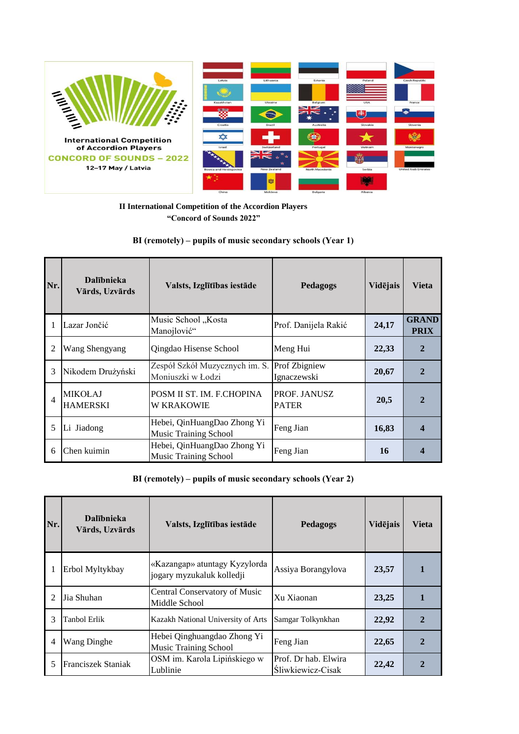International Competition of Accordion Players

CONCORD OF SOUNDS – 2022

12–17 May / Latvia

Latvia, Lithuania, Estonia, Poland, Czech Republic, Kazakhstan, Ukraine, Belgium, USA, France, Croatia, Brazil, Australia, Slovakia, Slovenia, Israel, Switzerland, Portugal, Vietnam, Montenegro, Bosnia and Herzegovina, New Zealand, North Macedonia, Serbia, United Arab Emirates, China, Moldova, Bulgaria, Albania

**II International Competition of the Accordion Players**
**“Concord of Sounds 2022”**

**BI (remotely) – pupils of music secondary schools (Year 1)**

| Nr. | Dalībnieka Vārds, Uzvārds | Valsts, Izglītības iestāde | Pedagogs | Vidējais | Vieta |
|---|---|---|---|---|---|
| 1 | Lazar Jončić | Music School „Kosta Manojlović“ | Prof. Danijela Rakić | 24,17 | GRAND PRIX |
| 2 | Wang Shengyang | Qingdao Hisense School | Meng Hui | 22,33 | 2 |
| 3 | Nikodem Drużyński | Zespół Szkół Muzycznych im. S. Moniuszki w Łodzi | Prof Zbigniew Ignaczewski | 20,67 | 2 |
| 4 | MIKOŁAJ HAMERSKI | POSM II ST. IM. F.CHOPINA W KRAKOWIE | PROF. JANUSZ PATER | 20,5 | 2 |
| 5 | Li Jiadong | Hebei, QinHuangDao Zhong Yi Music Training School | Feng Jian | 16,83 | 4 |
| 6 | Chen kuimin | Hebei, QinHuangDao Zhong Yi Music Training School | Feng Jian | 16 | 4 |

**BI (remotely) – pupils of music secondary schools (Year 2)**

| Nr. | Dalībnieka Vārds, Uzvārds | Valsts, Izglītības iestāde | Pedagogs | Vidējais | Vieta |
|---|---|---|---|---|---|
| 1 | Erbol Myltykbay | «Kazangap» atuntagy Kyzylorda jogary myzukaluk kolledji | Assiya Borangylova | 23,57 | 1 |
| 2 | Jia Shuhan | Central Conservatory of Music Middle School | Xu Xiaonan | 23,25 | 1 |
| 3 | Tanbol Erlik | Kazakh National University of Arts | Samgar Tolkynkhan | 22,92 | 2 |
| 4 | Wang Dinghe | Hebei Qinghuangdao Zhong Yi Music Training School | Feng Jian | 22,65 | 2 |
| 5 | Franciszek Staniak | OSM im. Karola Lipińskiego w Lublinie | Prof. Dr hab. Elwira Śliwkiewicz-Cisak | 22,42 | 2 |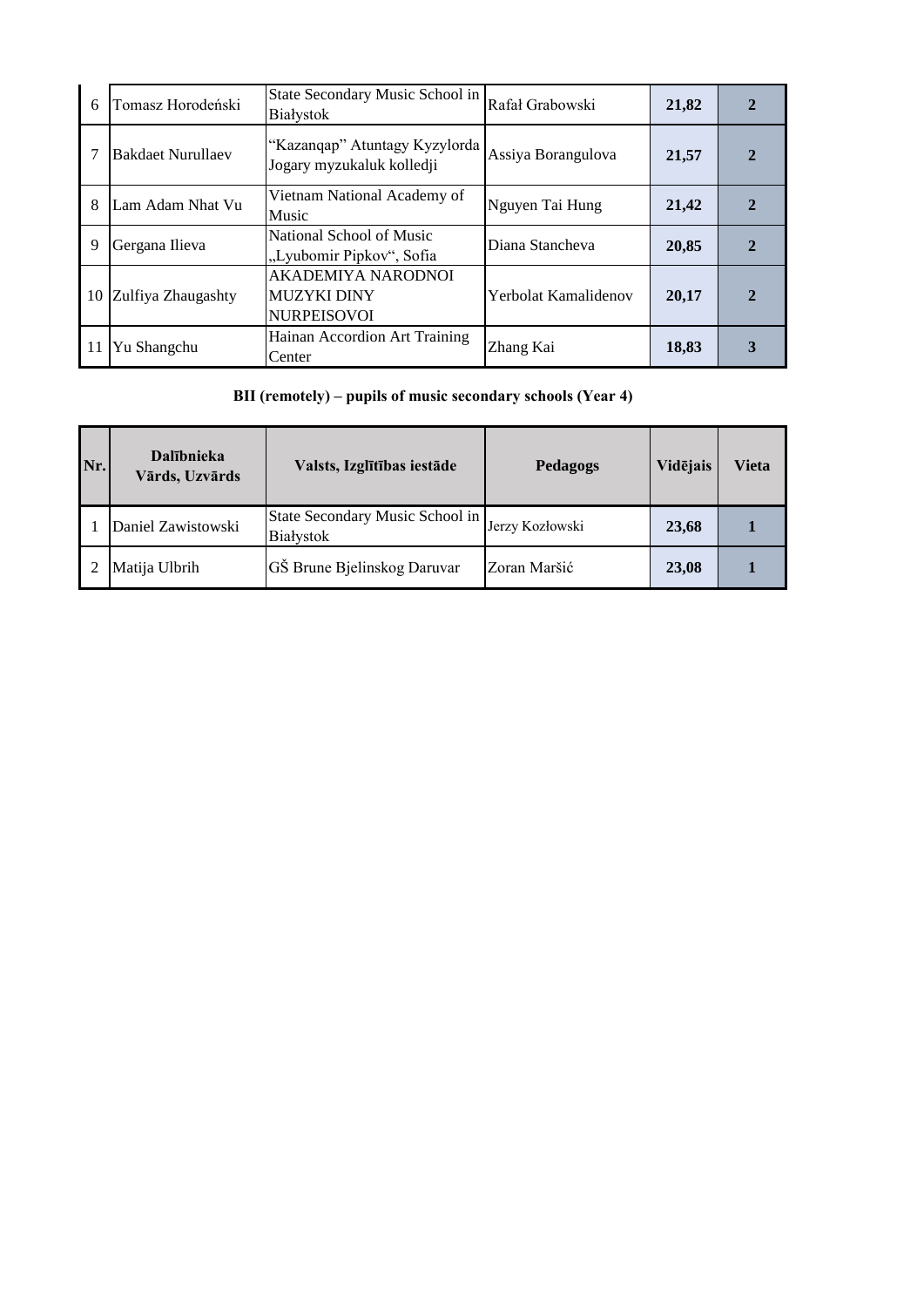| | | | | | |
|---|---|---|---|---|---|
| 6 | Tomasz Horodeński | State Secondary Music School in Białystok | Rafał Grabowski | **21,82** | **2** |
| 7 | Bakdaet Nurullaev | "Kazanqap" Atuntagy Kyzylorda Jogary myzukaluk kolledji | Assiya Borangulova | **21,57** | **2** |
| 8 | Lam Adam Nhat Vu | Vietnam National Academy of Music | Nguyen Tai Hung | **21,42** | **2** |
| 9 | Gergana Ilieva | National School of Music „Lyubomir Pipkov", Sofia | Diana Stancheva | **20,85** | **2** |
| 10 | Zulfiya Zhaugashty | AKADEMIYA NARODNOI MUZYKI DINY NURPEISOVOI | Yerbolat Kamalidenov | **20,17** | **2** |
| 11 | Yu Shangchu | Hainan Accordion Art Training Center | Zhang Kai | **18,83** | **3** |

**BII (remotely) – pupils of music secondary schools (Year 4)**

| Nr. | Dalībnieka Vārds, Uzvārds | Valsts, Izglītības iestāde | Pedagogs | Vidējais | Vieta |
|---|---|---|---|---|---|
| 1 | Daniel Zawistowski | State Secondary Music School in Białystok | Jerzy Kozłowski | **23,68** | **1** |
| 2 | Matija Ulbrih | GŠ Brune Bjelinskog Daruvar | Zoran Maršić | **23,08** | **1** |